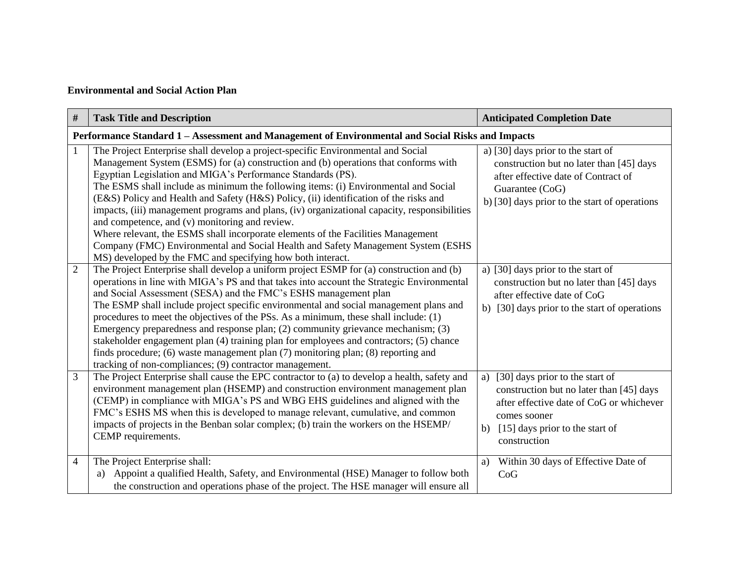**Environmental and Social Action Plan**

| # | Task Title and Description | Anticipated Completion Date |
|---|---|---|
| **Performance Standard 1 – Assessment and Management of Environmental and Social Risks and Impacts** | | |
| 1 | The Project Enterprise shall develop a project-specific Environmental and Social Management System (ESMS) for (a) construction and (b) operations that conforms with Egyptian Legislation and MIGA's Performance Standards (PS).<br>The ESMS shall include as minimum the following items: (i) Environmental and Social (E&S) Policy and Health and Safety (H&S) Policy, (ii) identification of the risks and impacts, (iii) management programs and plans, (iv) organizational capacity, responsibilities and competence, and (v) monitoring and review.<br>Where relevant, the ESMS shall incorporate elements of the Facilities Management Company (FMC) Environmental and Social Health and Safety Management System (ESHS MS) developed by the FMC and specifying how both interact. | a) [30] days prior to the start of construction but no later than [45] days after effective date of Contract of Guarantee (CoG)<br>b) [30] days prior to the start of operations |
| 2 | The Project Enterprise shall develop a uniform project ESMP for (a) construction and (b) operations in line with MIGA's PS and that takes into account the Strategic Environmental and Social Assessment (SESA) and the FMC's ESHS management plan<br>The ESMP shall include project specific environmental and social management plans and procedures to meet the objectives of the PSs. As a minimum, these shall include: (1) Emergency preparedness and response plan; (2) community grievance mechanism; (3) stakeholder engagement plan (4) training plan for employees and contractors; (5) chance finds procedure; (6) waste management plan (7) monitoring plan; (8) reporting and tracking of non-compliances; (9) contractor management. | a) [30] days prior to the start of construction but no later than [45] days after effective date of CoG<br>b) [30] days prior to the start of operations |
| 3 | The Project Enterprise shall cause the EPC contractor to (a) to develop a health, safety and environment management plan (HSEMP) and construction environment management plan (CEMP) in compliance with MIGA's PS and WBG EHS guidelines and aligned with the FMC's ESHS MS when this is developed to manage relevant, cumulative, and common impacts of projects in the Benban solar complex; (b) train the workers on the HSEMP/ CEMP requirements. | a) [30] days prior to the start of construction but no later than [45] days after effective date of CoG or whichever comes sooner<br>b) [15] days prior to the start of construction |
| 4 | The Project Enterprise shall:<br>a) Appoint a qualified Health, Safety, and Environmental (HSE) Manager to follow both the construction and operations phase of the project. The HSE manager will ensure all | a) Within 30 days of Effective Date of CoG |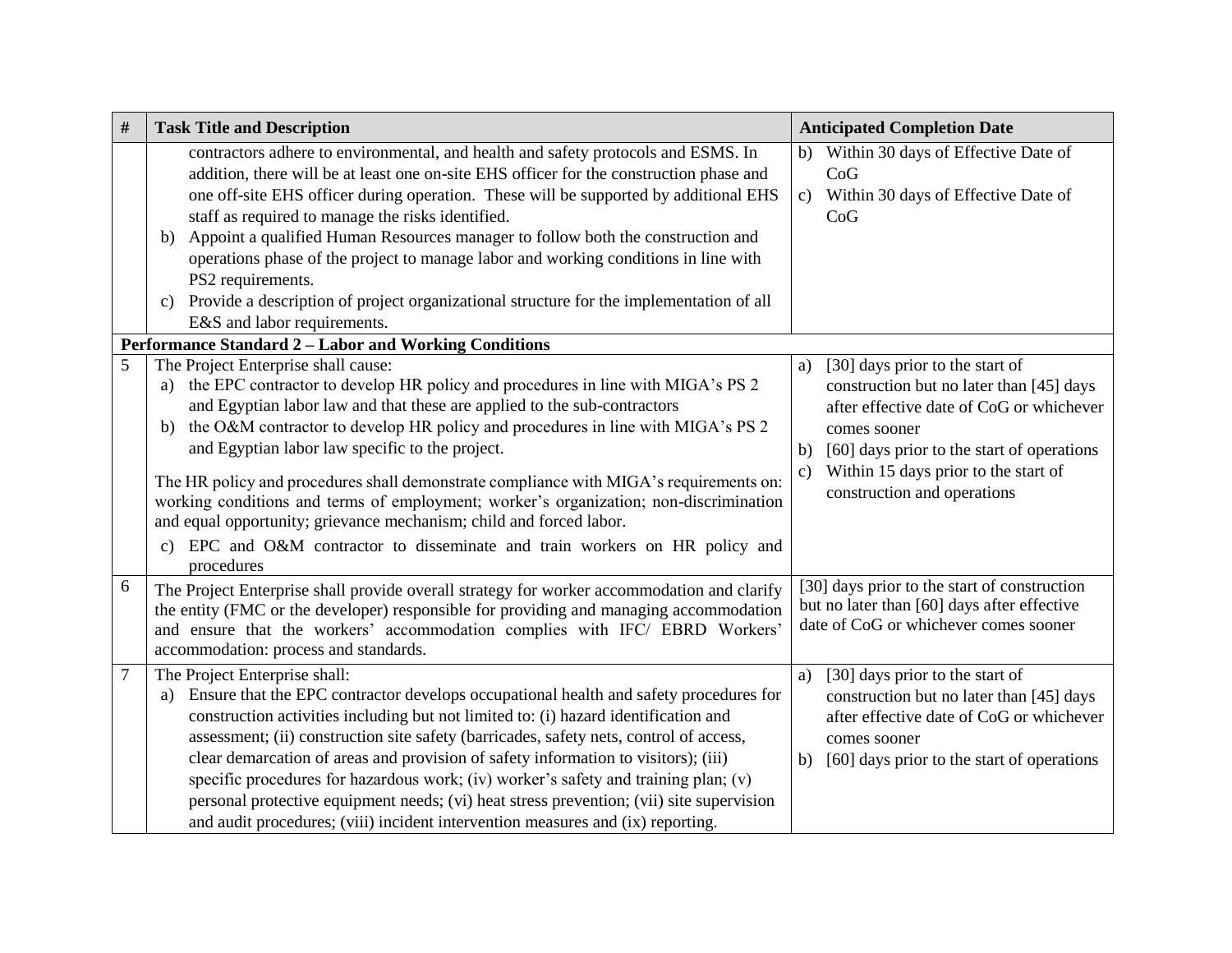| # | Task Title and Description | Anticipated Completion Date |
|---|---|---|
| | contractors adhere to environmental, and health and safety protocols and ESMS. In addition, there will be at least one on-site EHS officer for the construction phase and one off-site EHS officer during operation. These will be supported by additional EHS staff as required to manage the risks identified.<br>b) Appoint a qualified Human Resources manager to follow both the construction and operations phase of the project to manage labor and working conditions in line with PS2 requirements.<br>c) Provide a description of project organizational structure for the implementation of all E&S and labor requirements. | b) Within 30 days of Effective Date of CoG<br>c) Within 30 days of Effective Date of CoG |
| **Performance Standard 2 – Labor and Working Conditions** | | |
| 5 | The Project Enterprise shall cause:<br>a) the EPC contractor to develop HR policy and procedures in line with MIGA's PS 2 and Egyptian labor law and that these are applied to the sub-contractors<br>b) the O&M contractor to develop HR policy and procedures in line with MIGA's PS 2 and Egyptian labor law specific to the project.<br><br>The HR policy and procedures shall demonstrate compliance with MIGA's requirements on: working conditions and terms of employment; worker's organization; non-discrimination and equal opportunity; grievance mechanism; child and forced labor.<br>c) EPC and O&M contractor to disseminate and train workers on HR policy and procedures | a) [30] days prior to the start of construction but no later than [45] days after effective date of CoG or whichever comes sooner<br>b) [60] days prior to the start of operations<br>c) Within 15 days prior to the start of construction and operations |
| 6 | The Project Enterprise shall provide overall strategy for worker accommodation and clarify the entity (FMC or the developer) responsible for providing and managing accommodation and ensure that the workers' accommodation complies with IFC/ EBRD Workers' accommodation: process and standards. | [30] days prior to the start of construction but no later than [60] days after effective date of CoG or whichever comes sooner |
| 7 | The Project Enterprise shall:<br>a) Ensure that the EPC contractor develops occupational health and safety procedures for construction activities including but not limited to: (i) hazard identification and assessment; (ii) construction site safety (barricades, safety nets, control of access, clear demarcation of areas and provision of safety information to visitors); (iii) specific procedures for hazardous work; (iv) worker's safety and training plan; (v) personal protective equipment needs; (vi) heat stress prevention; (vii) site supervision and audit procedures; (viii) incident intervention measures and (ix) reporting. | a) [30] days prior to the start of construction but no later than [45] days after effective date of CoG or whichever comes sooner<br>b) [60] days prior to the start of operations |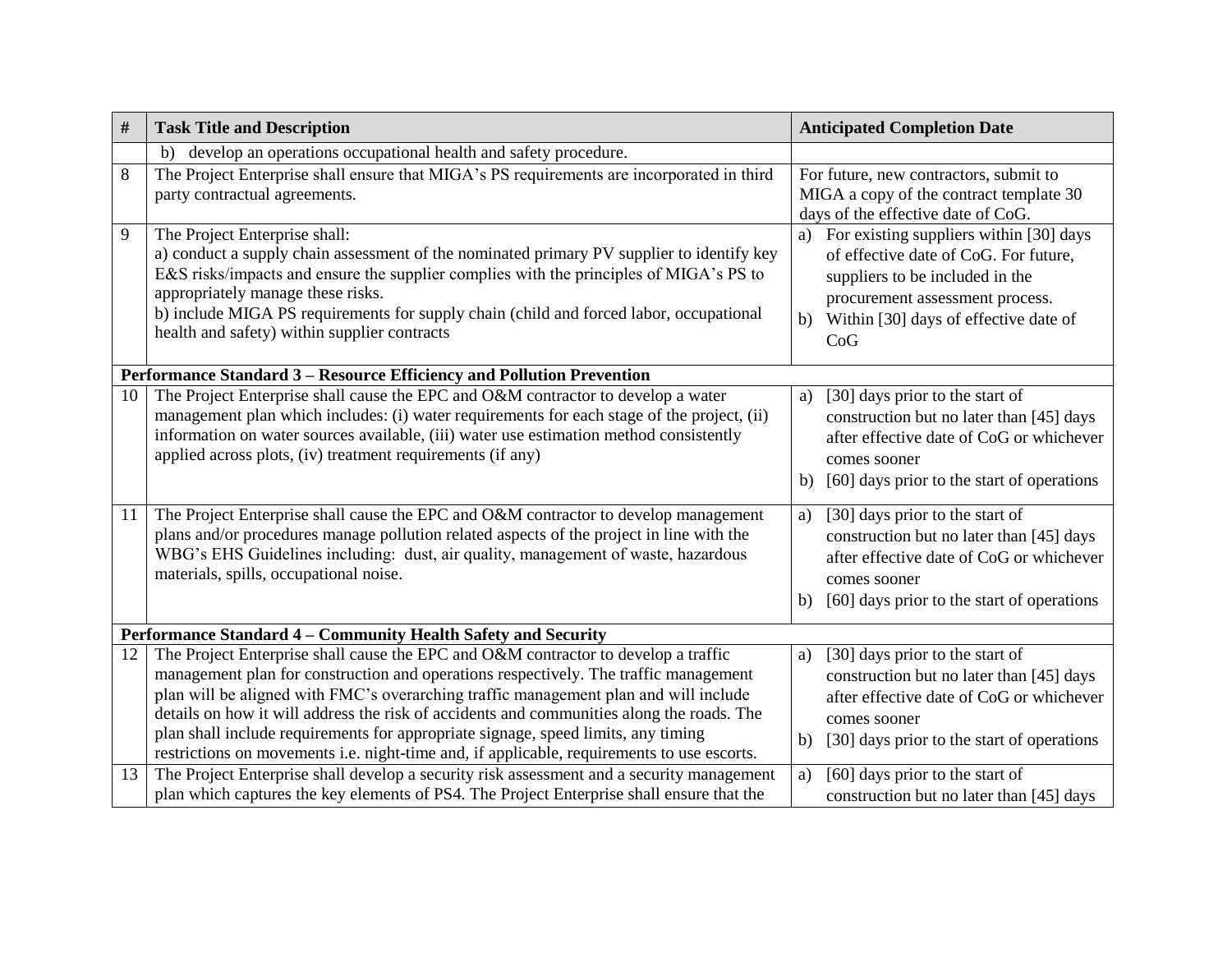| # | Task Title and Description | Anticipated Completion Date |
|---|---|---|
| | b) develop an operations occupational health and safety procedure. | |
| 8 | The Project Enterprise shall ensure that MIGA's PS requirements are incorporated in third party contractual agreements. | For future, new contractors, submit to MIGA a copy of the contract template 30 days of the effective date of CoG. |
| 9 | The Project Enterprise shall:<br>a) conduct a supply chain assessment of the nominated primary PV supplier to identify key E&S risks/impacts and ensure the supplier complies with the principles of MIGA's PS to appropriately manage these risks.<br>b) include MIGA PS requirements for supply chain (child and forced labor, occupational health and safety) within supplier contracts | a) For existing suppliers within [30] days of effective date of CoG. For future, suppliers to be included in the procurement assessment process.<br>b) Within [30] days of effective date of CoG |
| **Performance Standard 3 – Resource Efficiency and Pollution Prevention** | | |
| 10 | The Project Enterprise shall cause the EPC and O&M contractor to develop a water management plan which includes: (i) water requirements for each stage of the project, (ii) information on water sources available, (iii) water use estimation method consistently applied across plots, (iv) treatment requirements (if any) | a) [30] days prior to the start of construction but no later than [45] days after effective date of CoG or whichever comes sooner<br>b) [60] days prior to the start of operations |
| 11 | The Project Enterprise shall cause the EPC and O&M contractor to develop management plans and/or procedures manage pollution related aspects of the project in line with the WBG's EHS Guidelines including: dust, air quality, management of waste, hazardous materials, spills, occupational noise. | a) [30] days prior to the start of construction but no later than [45] days after effective date of CoG or whichever comes sooner<br>b) [60] days prior to the start of operations |
| **Performance Standard 4 – Community Health Safety and Security** | | |
| 12 | The Project Enterprise shall cause the EPC and O&M contractor to develop a traffic management plan for construction and operations respectively. The traffic management plan will be aligned with FMC's overarching traffic management plan and will include details on how it will address the risk of accidents and communities along the roads. The plan shall include requirements for appropriate signage, speed limits, any timing restrictions on movements i.e. night-time and, if applicable, requirements to use escorts. | a) [30] days prior to the start of construction but no later than [45] days after effective date of CoG or whichever comes sooner<br>b) [30] days prior to the start of operations |
| 13 | The Project Enterprise shall develop a security risk assessment and a security management plan which captures the key elements of PS4. The Project Enterprise shall ensure that the | a) [60] days prior to the start of construction but no later than [45] days |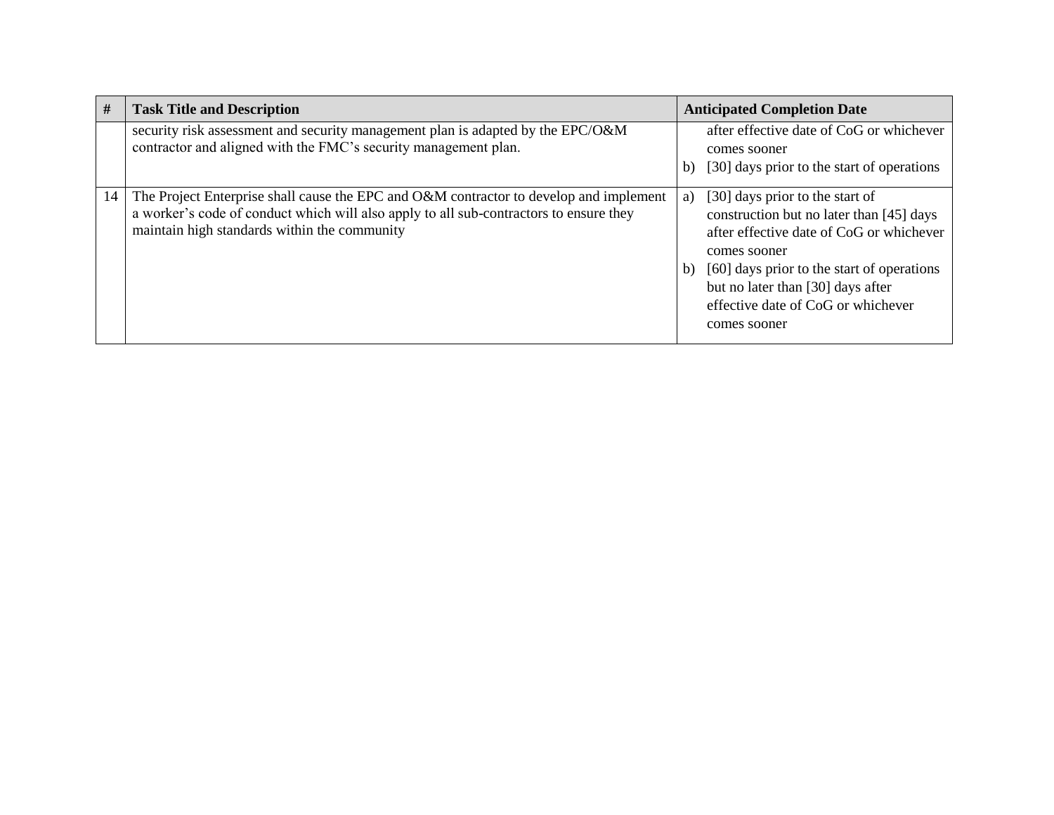| # | Task Title and Description | Anticipated Completion Date |
|---|---|---|
| | security risk assessment and security management plan is adapted by the EPC/O&M contractor and aligned with the FMC's security management plan. | after effective date of CoG or whichever comes sooner<br>b) [30] days prior to the start of operations |
| 14 | The Project Enterprise shall cause the EPC and O&M contractor to develop and implement a worker's code of conduct which will also apply to all sub-contractors to ensure they maintain high standards within the community | a) [30] days prior to the start of construction but no later than [45] days after effective date of CoG or whichever comes sooner<br>b) [60] days prior to the start of operations but no later than [30] days after effective date of CoG or whichever comes sooner |